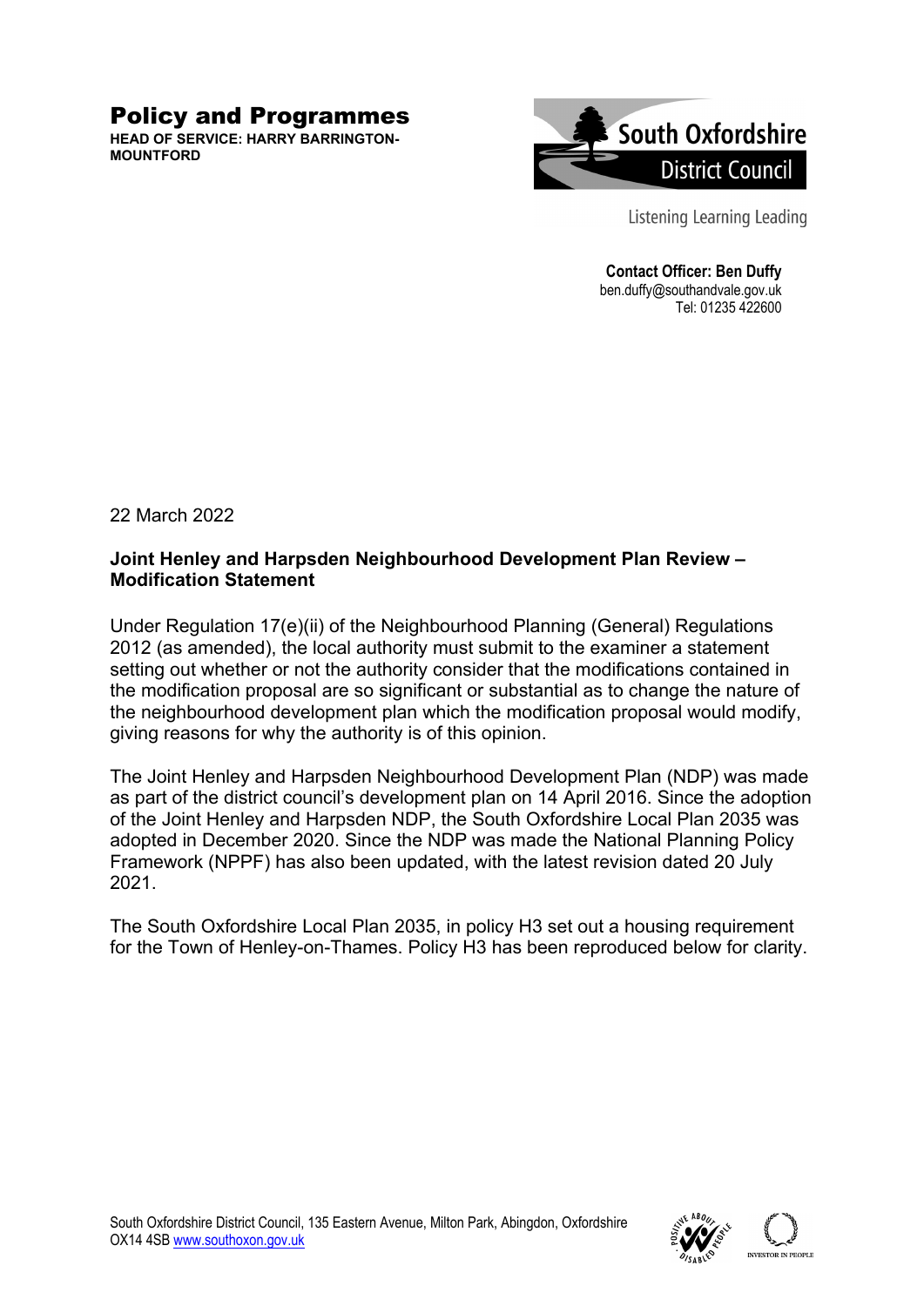# Policy and Programmes

**HEAD OF SERVICE: HARRY BARRINGTON-MOUNTFORD**

South Oxfordshire District Council

Listening Learning Leading

**Contact Officer: Ben Duffy**
ben.duffy@southandvale.gov.uk
Tel: 01235 422600

22 March 2022

**Joint Henley and Harpsden Neighbourhood Development Plan Review – Modification Statement**

Under Regulation 17(e)(ii) of the Neighbourhood Planning (General) Regulations 2012 (as amended), the local authority must submit to the examiner a statement setting out whether or not the authority consider that the modifications contained in the modification proposal are so significant or substantial as to change the nature of the neighbourhood development plan which the modification proposal would modify, giving reasons for why the authority is of this opinion.

The Joint Henley and Harpsden Neighbourhood Development Plan (NDP) was made as part of the district council's development plan on 14 April 2016. Since the adoption of the Joint Henley and Harpsden NDP, the South Oxfordshire Local Plan 2035 was adopted in December 2020. Since the NDP was made the National Planning Policy Framework (NPPF) has also been updated, with the latest revision dated 20 July 2021.

The South Oxfordshire Local Plan 2035, in policy H3 set out a housing requirement for the Town of Henley-on-Thames. Policy H3 has been reproduced below for clarity.

South Oxfordshire District Council, 135 Eastern Avenue, Milton Park, Abingdon, Oxfordshire OX14 4SB www.southoxon.gov.uk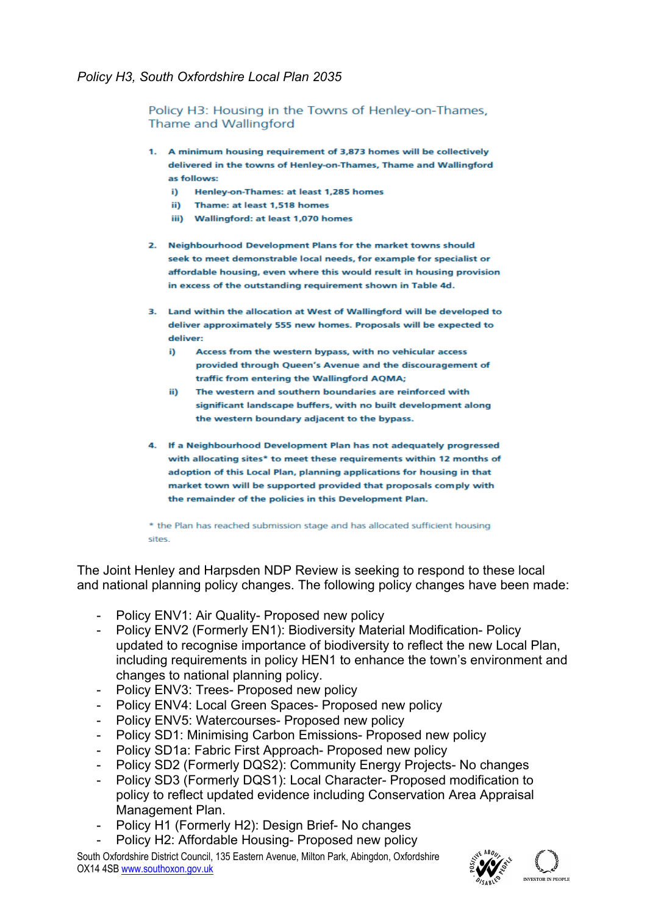*Policy H3, South Oxfordshire Local Plan 2035*

## Policy H3: Housing in the Towns of Henley-on-Thames, Thame and Wallingford

**1. A minimum housing requirement of 3,873 homes will be collectively delivered in the towns of Henley-on-Thames, Thame and Wallingford as follows:**

**i) Henley-on-Thames: at least 1,285 homes**

**ii) Thame: at least 1,518 homes**

**iii) Wallingford: at least 1,070 homes**

**2. Neighbourhood Development Plans for the market towns should seek to meet demonstrable local needs, for example for specialist or affordable housing, even where this would result in housing provision in excess of the outstanding requirement shown in Table 4d.**

**3. Land within the allocation at West of Wallingford will be developed to deliver approximately 555 new homes. Proposals will be expected to deliver:**

**i) Access from the western bypass, with no vehicular access provided through Queen's Avenue and the discouragement of traffic from entering the Wallingford AQMA;**

**ii) The western and southern boundaries are reinforced with significant landscape buffers, with no built development along the western boundary adjacent to the bypass.**

**4. If a Neighbourhood Development Plan has not adequately progressed with allocating sites* to meet these requirements within 12 months of adoption of this Local Plan, planning applications for housing in that market town will be supported provided that proposals comply with the remainder of the policies in this Development Plan.**

* the Plan has reached submission stage and has allocated sufficient housing sites.

The Joint Henley and Harpsden NDP Review is seeking to respond to these local and national planning policy changes. The following policy changes have been made:

- Policy ENV1: Air Quality- Proposed new policy
- Policy ENV2 (Formerly EN1): Biodiversity Material Modification- Policy updated to recognise importance of biodiversity to reflect the new Local Plan, including requirements in policy HEN1 to enhance the town's environment and changes to national planning policy.
- Policy ENV3: Trees- Proposed new policy
- Policy ENV4: Local Green Spaces- Proposed new policy
- Policy ENV5: Watercourses- Proposed new policy
- Policy SD1: Minimising Carbon Emissions- Proposed new policy
- Policy SD1a: Fabric First Approach- Proposed new policy
- Policy SD2 (Formerly DQS2): Community Energy Projects- No changes
- Policy SD3 (Formerly DQS1): Local Character- Proposed modification to policy to reflect updated evidence including Conservation Area Appraisal Management Plan.
- Policy H1 (Formerly H2): Design Brief- No changes
- Policy H2: Affordable Housing- Proposed new policy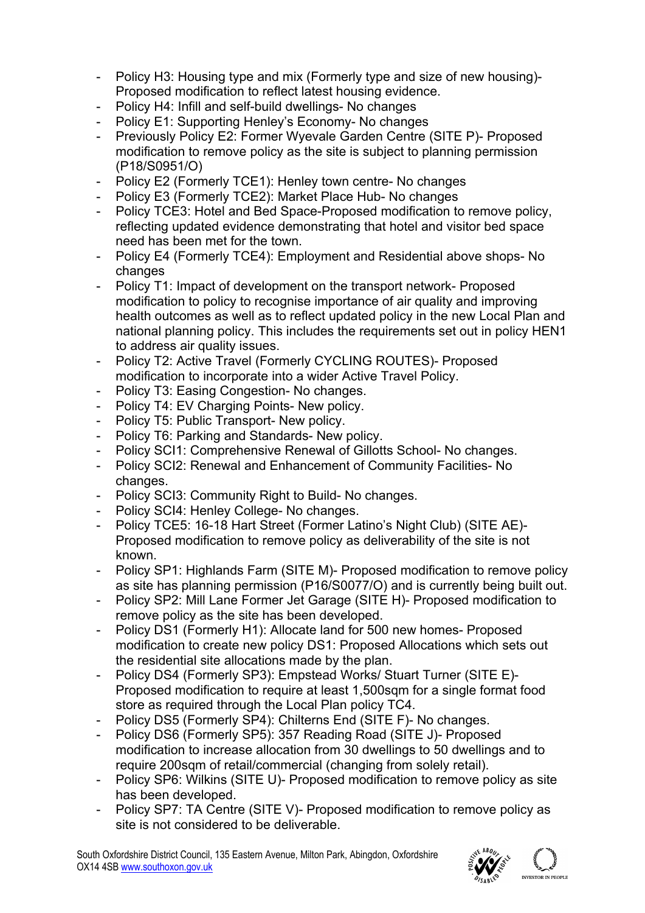- Policy H3: Housing type and mix (Formerly type and size of new housing)- Proposed modification to reflect latest housing evidence.
- Policy H4: Infill and self-build dwellings- No changes
- Policy E1: Supporting Henley's Economy- No changes
- Previously Policy E2: Former Wyevale Garden Centre (SITE P)- Proposed modification to remove policy as the site is subject to planning permission (P18/S0951/O)
- Policy E2 (Formerly TCE1): Henley town centre- No changes
- Policy E3 (Formerly TCE2): Market Place Hub- No changes
- Policy TCE3: Hotel and Bed Space-Proposed modification to remove policy, reflecting updated evidence demonstrating that hotel and visitor bed space need has been met for the town.
- Policy E4 (Formerly TCE4): Employment and Residential above shops- No changes
- Policy T1: Impact of development on the transport network- Proposed modification to policy to recognise importance of air quality and improving health outcomes as well as to reflect updated policy in the new Local Plan and national planning policy. This includes the requirements set out in policy HEN1 to address air quality issues.
- Policy T2: Active Travel (Formerly CYCLING ROUTES)- Proposed modification to incorporate into a wider Active Travel Policy.
- Policy T3: Easing Congestion- No changes.
- Policy T4: EV Charging Points- New policy.
- Policy T5: Public Transport- New policy.
- Policy T6: Parking and Standards- New policy.
- Policy SCI1: Comprehensive Renewal of Gillotts School- No changes.
- Policy SCI2: Renewal and Enhancement of Community Facilities- No changes.
- Policy SCI3: Community Right to Build- No changes.
- Policy SCI4: Henley College- No changes.
- Policy TCE5: 16-18 Hart Street (Former Latino's Night Club) (SITE AE)- Proposed modification to remove policy as deliverability of the site is not known.
- Policy SP1: Highlands Farm (SITE M)- Proposed modification to remove policy as site has planning permission (P16/S0077/O) and is currently being built out.
- Policy SP2: Mill Lane Former Jet Garage (SITE H)- Proposed modification to remove policy as the site has been developed.
- Policy DS1 (Formerly H1): Allocate land for 500 new homes- Proposed modification to create new policy DS1: Proposed Allocations which sets out the residential site allocations made by the plan.
- Policy DS4 (Formerly SP3): Empstead Works/ Stuart Turner (SITE E)- Proposed modification to require at least 1,500sqm for a single format food store as required through the Local Plan policy TC4.
- Policy DS5 (Formerly SP4): Chilterns End (SITE F)- No changes.
- Policy DS6 (Formerly SP5): 357 Reading Road (SITE J)- Proposed modification to increase allocation from 30 dwellings to 50 dwellings and to require 200sqm of retail/commercial (changing from solely retail).
- Policy SP6: Wilkins (SITE U)- Proposed modification to remove policy as site has been developed.
- Policy SP7: TA Centre (SITE V)- Proposed modification to remove policy as site is not considered to be deliverable.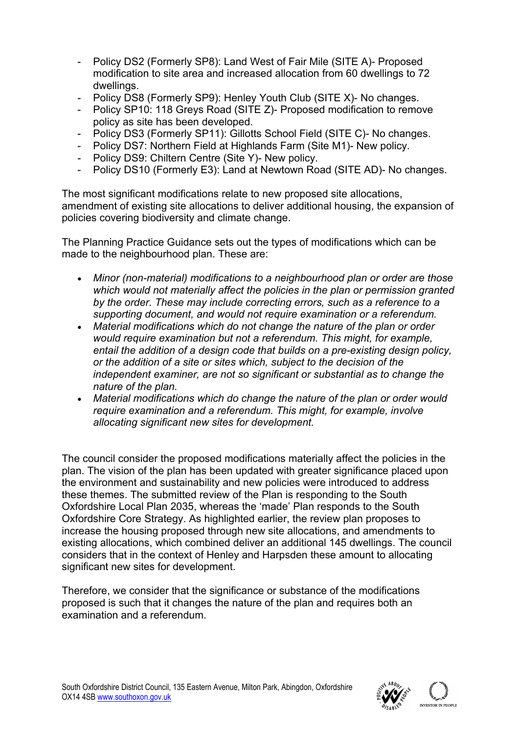- Policy DS2 (Formerly SP8): Land West of Fair Mile (SITE A)- Proposed modification to site area and increased allocation from 60 dwellings to 72 dwellings.
- Policy DS8 (Formerly SP9): Henley Youth Club (SITE X)- No changes.
- Policy SP10: 118 Greys Road (SITE Z)- Proposed modification to remove policy as site has been developed.
- Policy DS3 (Formerly SP11): Gillotts School Field (SITE C)- No changes.
- Policy DS7: Northern Field at Highlands Farm (Site M1)- New policy.
- Policy DS9: Chiltern Centre (Site Y)- New policy.
- Policy DS10 (Formerly E3): Land at Newtown Road (SITE AD)- No changes.

The most significant modifications relate to new proposed site allocations, amendment of existing site allocations to deliver additional housing, the expansion of policies covering biodiversity and climate change.

The Planning Practice Guidance sets out the types of modifications which can be made to the neighbourhood plan. These are:

- *Minor (non-material) modifications to a neighbourhood plan or order are those which would not materially affect the policies in the plan or permission granted by the order. These may include correcting errors, such as a reference to a supporting document, and would not require examination or a referendum.*
- *Material modifications which do not change the nature of the plan or order would require examination but not a referendum. This might, for example, entail the addition of a design code that builds on a pre-existing design policy, or the addition of a site or sites which, subject to the decision of the independent examiner, are not so significant or substantial as to change the nature of the plan.*
- *Material modifications which do change the nature of the plan or order would require examination and a referendum. This might, for example, involve allocating significant new sites for development.*

The council consider the proposed modifications materially affect the policies in the plan. The vision of the plan has been updated with greater significance placed upon the environment and sustainability and new policies were introduced to address these themes. The submitted review of the Plan is responding to the South Oxfordshire Local Plan 2035, whereas the 'made' Plan responds to the South Oxfordshire Core Strategy. As highlighted earlier, the review plan proposes to increase the housing proposed through new site allocations, and amendments to existing allocations, which combined deliver an additional 145 dwellings. The council considers that in the context of Henley and Harpsden these amount to allocating significant new sites for development.

Therefore, we consider that the significance or substance of the modifications proposed is such that it changes the nature of the plan and requires both an examination and a referendum.